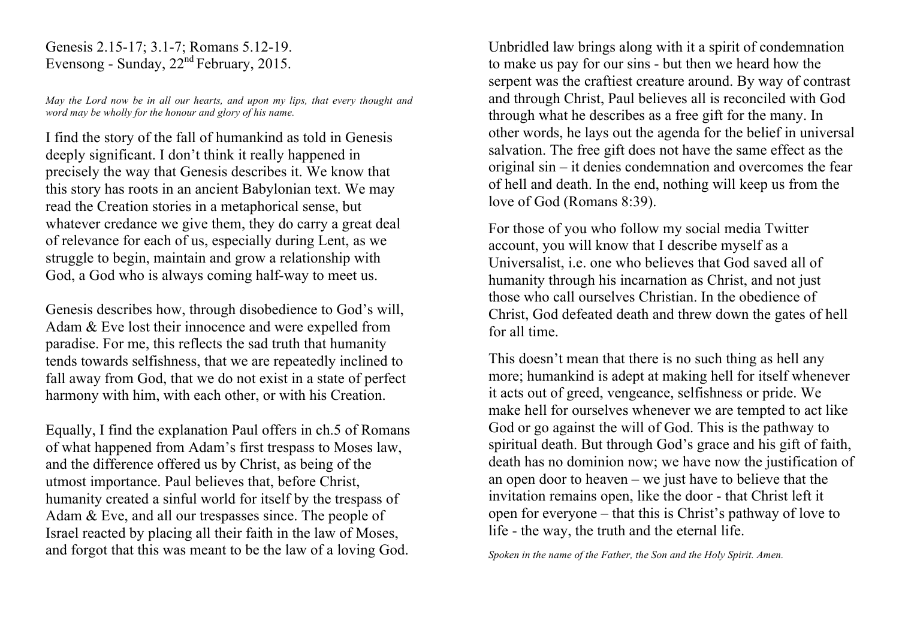Genesis 2.15-17; 3.1-7; Romans 5.12-19.
Evensong - Sunday, 22nd February, 2015.

*May the Lord now be in all our hearts, and upon my lips, that every thought and word may be wholly for the honour and glory of his name.*

I find the story of the fall of humankind as told in Genesis deeply significant. I don't think it really happened in precisely the way that Genesis describes it. We know that this story has roots in an ancient Babylonian text. We may read the Creation stories in a metaphorical sense, but whatever credance we give them, they do carry a great deal of relevance for each of us, especially during Lent, as we struggle to begin, maintain and grow a relationship with God, a God who is always coming half-way to meet us.

Genesis describes how, through disobedience to God's will, Adam & Eve lost their innocence and were expelled from paradise. For me, this reflects the sad truth that humanity tends towards selfishness, that we are repeatedly inclined to fall away from God, that we do not exist in a state of perfect harmony with him, with each other, or with his Creation.

Equally, I find the explanation Paul offers in ch.5 of Romans of what happened from Adam's first trespass to Moses law, and the difference offered us by Christ, as being of the utmost importance. Paul believes that, before Christ, humanity created a sinful world for itself by the trespass of Adam & Eve, and all our trespasses since. The people of Israel reacted by placing all their faith in the law of Moses, and forgot that this was meant to be the law of a loving God.

Unbridled law brings along with it a spirit of condemnation to make us pay for our sins - but then we heard how the serpent was the craftiest creature around. By way of contrast and through Christ, Paul believes all is reconciled with God through what he describes as a free gift for the many. In other words, he lays out the agenda for the belief in universal salvation. The free gift does not have the same effect as the original sin – it denies condemnation and overcomes the fear of hell and death. In the end, nothing will keep us from the love of God (Romans 8:39).

For those of you who follow my social media Twitter account, you will know that I describe myself as a Universalist, i.e. one who believes that God saved all of humanity through his incarnation as Christ, and not just those who call ourselves Christian. In the obedience of Christ, God defeated death and threw down the gates of hell for all time.

This doesn't mean that there is no such thing as hell any more; humankind is adept at making hell for itself whenever it acts out of greed, vengeance, selfishness or pride. We make hell for ourselves whenever we are tempted to act like God or go against the will of God. This is the pathway to spiritual death. But through God's grace and his gift of faith, death has no dominion now; we have now the justification of an open door to heaven – we just have to believe that the invitation remains open, like the door - that Christ left it open for everyone – that this is Christ's pathway of love to life - the way, the truth and the eternal life.

*Spoken in the name of the Father, the Son and the Holy Spirit. Amen.*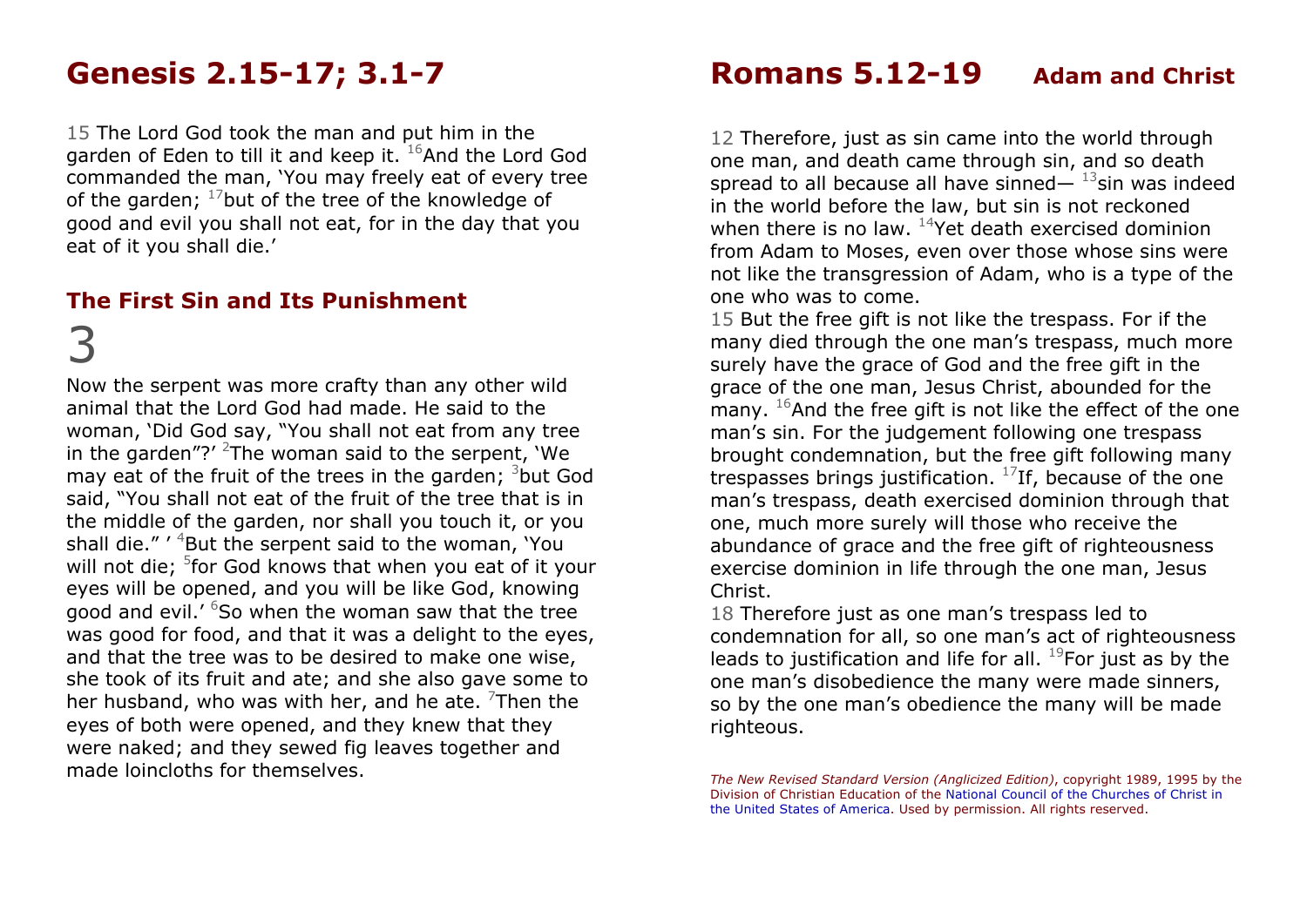# Genesis 2.15-17; 3.1-7

15 The Lord God took the man and put him in the garden of Eden to till it and keep it. [16]And the Lord God commanded the man, 'You may freely eat of every tree of the garden; [17]but of the tree of the knowledge of good and evil you shall not eat, for in the day that you eat of it you shall die.'

## The First Sin and Its Punishment

3

Now the serpent was more crafty than any other wild animal that the Lord God had made. He said to the woman, 'Did God say, "You shall not eat from any tree in the garden"?' [2]The woman said to the serpent, 'We may eat of the fruit of the trees in the garden; [3]but God said, "You shall not eat of the fruit of the tree that is in the middle of the garden, nor shall you touch it, or you shall die." ' [4]But the serpent said to the woman, 'You will not die; [5]for God knows that when you eat of it your eyes will be opened, and you will be like God, knowing good and evil.' [6]So when the woman saw that the tree was good for food, and that it was a delight to the eyes, and that the tree was to be desired to make one wise, she took of its fruit and ate; and she also gave some to her husband, who was with her, and he ate. [7]Then the eyes of both were opened, and they knew that they were naked; and they sewed fig leaves together and made loincloths for themselves.

# Romans 5.12-19 Adam and Christ

12 Therefore, just as sin came into the world through one man, and death came through sin, and so death spread to all because all have sinned— [13]sin was indeed in the world before the law, but sin is not reckoned when there is no law. [14]Yet death exercised dominion from Adam to Moses, even over those whose sins were not like the transgression of Adam, who is a type of the one who was to come.

15 But the free gift is not like the trespass. For if the many died through the one man's trespass, much more surely have the grace of God and the free gift in the grace of the one man, Jesus Christ, abounded for the many. [16]And the free gift is not like the effect of the one man's sin. For the judgement following one trespass brought condemnation, but the free gift following many trespasses brings justification. [17]If, because of the one man's trespass, death exercised dominion through that one, much more surely will those who receive the abundance of grace and the free gift of righteousness exercise dominion in life through the one man, Jesus Christ.

18 Therefore just as one man's trespass led to condemnation for all, so one man's act of righteousness leads to justification and life for all. [19]For just as by the one man's disobedience the many were made sinners, so by the one man's obedience the many will be made righteous.

*The New Revised Standard Version (Anglicized Edition)*, copyright 1989, 1995 by the Division of Christian Education of the National Council of the Churches of Christ in the United States of America. Used by permission. All rights reserved.